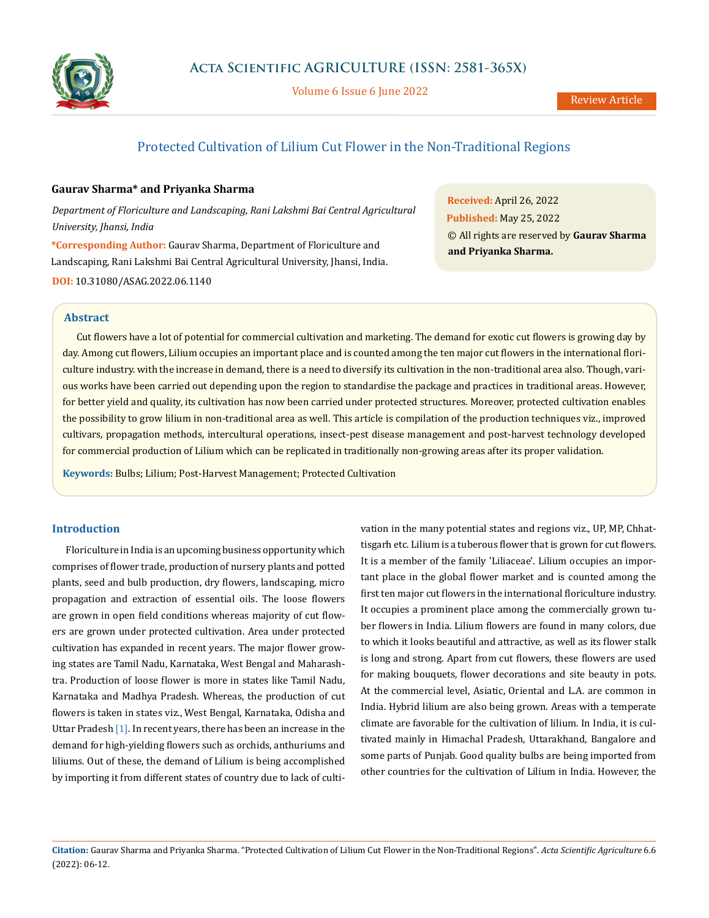# Protected Cultivation of Lilium Cut Flower in the Non-Traditional Regions

**Gaurav Sharma* and Priyanka Sharma**

*Department of Floriculture and Landscaping, Rani Lakshmi Bai Central Agricultural University, Jhansi, India*

**\*Corresponding Author:** Gaurav Sharma, Department of Floriculture and Landscaping, Rani Lakshmi Bai Central Agricultural University, Jhansi, India.

**DOI:** 10.31080/ASAG.2022.06.1140

**Received:** April 26, 2022
**Published:** May 25, 2022
© All rights are reserved by **Gaurav Sharma and Priyanka Sharma.**

## Abstract

Cut flowers have a lot of potential for commercial cultivation and marketing. The demand for exotic cut flowers is growing day by day. Among cut flowers, Lilium occupies an important place and is counted among the ten major cut flowers in the international floriculture industry. with the increase in demand, there is a need to diversify its cultivation in the non-traditional area also. Though, various works have been carried out depending upon the region to standardise the package and practices in traditional areas. However, for better yield and quality, its cultivation has now been carried under protected structures. Moreover, protected cultivation enables the possibility to grow lilium in non-traditional area as well. This article is compilation of the production techniques viz., improved cultivars, propagation methods, intercultural operations, insect-pest disease management and post-harvest technology developed for commercial production of Lilium which can be replicated in traditionally non-growing areas after its proper validation.

**Keywords:** Bulbs; Lilium; Post-Harvest Management; Protected Cultivation

## Introduction

Floriculture in India is an upcoming business opportunity which comprises of flower trade, production of nursery plants and potted plants, seed and bulb production, dry flowers, landscaping, micro propagation and extraction of essential oils. The loose flowers are grown in open field conditions whereas majority of cut flowers are grown under protected cultivation. Area under protected cultivation has expanded in recent years. The major flower growing states are Tamil Nadu, Karnataka, West Bengal and Maharashtra. Production of loose flower is more in states like Tamil Nadu, Karnataka and Madhya Pradesh. Whereas, the production of cut flowers is taken in states viz., West Bengal, Karnataka, Odisha and Uttar Pradesh [1]. In recent years, there has been an increase in the demand for high-yielding flowers such as orchids, anthuriums and liliums. Out of these, the demand of Lilium is being accomplished by importing it from different states of country due to lack of cultivation in the many potential states and regions viz., UP, MP, Chhattisgarh etc. Lilium is a tuberous flower that is grown for cut flowers. It is a member of the family 'Liliaceae'. Lilium occupies an important place in the global flower market and is counted among the first ten major cut flowers in the international floriculture industry. It occupies a prominent place among the commercially grown tuber flowers in India. Lilium flowers are found in many colors, due to which it looks beautiful and attractive, as well as its flower stalk is long and strong. Apart from cut flowers, these flowers are used for making bouquets, flower decorations and site beauty in pots. At the commercial level, Asiatic, Oriental and L.A. are common in India. Hybrid lilium are also being grown. Areas with a temperate climate are favorable for the cultivation of lilium. In India, it is cultivated mainly in Himachal Pradesh, Uttarakhand, Bangalore and some parts of Punjab. Good quality bulbs are being imported from other countries for the cultivation of Lilium in India. However, the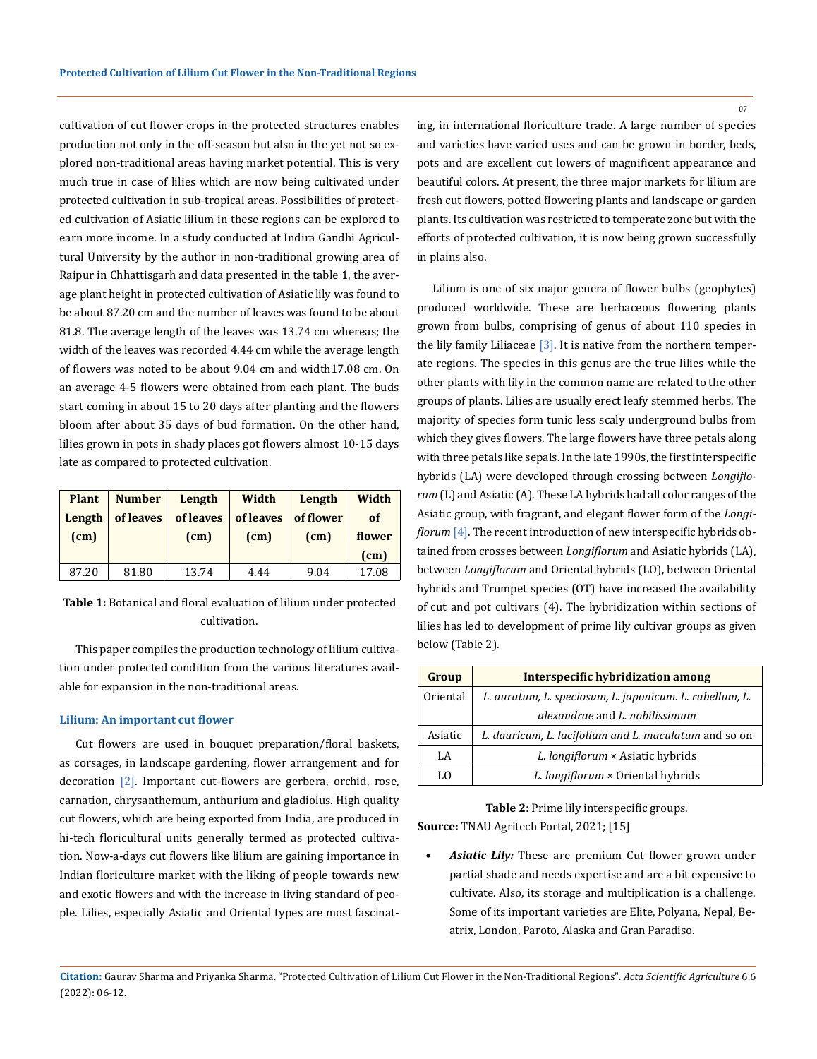cultivation of cut flower crops in the protected structures enables production not only in the off-season but also in the yet not so explored non-traditional areas having market potential. This is very much true in case of lilies which are now being cultivated under protected cultivation in sub-tropical areas. Possibilities of protected cultivation of Asiatic lilium in these regions can be explored to earn more income. In a study conducted at Indira Gandhi Agricultural University by the author in non-traditional growing area of Raipur in Chhattisgarh and data presented in the table 1, the average plant height in protected cultivation of Asiatic lily was found to be about 87.20 cm and the number of leaves was found to be about 81.8. The average length of the leaves was 13.74 cm whereas; the width of the leaves was recorded 4.44 cm while the average length of flowers was noted to be about 9.04 cm and width17.08 cm. On an average 4-5 flowers were obtained from each plant. The buds start coming in about 15 to 20 days after planting and the flowers bloom after about 35 days of bud formation. On the other hand, lilies grown in pots in shady places got flowers almost 10-15 days late as compared to protected cultivation.

| Plant Length (cm) | Number of leaves | Length of leaves (cm) | Width of leaves (cm) | Length of flower (cm) | Width of flower (cm) |
|---|---|---|---|---|---|
| 87.20 | 81.80 | 13.74 | 4.44 | 9.04 | 17.08 |

**Table 1:** Botanical and floral evaluation of lilium under protected cultivation.

This paper compiles the production technology of lilium cultivation under protected condition from the various literatures available for expansion in the non-traditional areas.

### Lilium: An important cut flower

Cut flowers are used in bouquet preparation/floral baskets, as corsages, in landscape gardening, flower arrangement and for decoration [2]. Important cut-flowers are gerbera, orchid, rose, carnation, chrysanthemum, anthurium and gladiolus. High quality cut flowers, which are being exported from India, are produced in hi-tech floricultural units generally termed as protected cultivation. Now-a-days cut flowers like lilium are gaining importance in Indian floriculture market with the liking of people towards new and exotic flowers and with the increase in living standard of people. Lilies, especially Asiatic and Oriental types are most fascinating, in international floriculture trade. A large number of species and varieties have varied uses and can be grown in border, beds, pots and are excellent cut lowers of magnificent appearance and beautiful colors. At present, the three major markets for lilium are fresh cut flowers, potted flowering plants and landscape or garden plants. Its cultivation was restricted to temperate zone but with the efforts of protected cultivation, it is now being grown successfully in plains also.

Lilium is one of six major genera of flower bulbs (geophytes) produced worldwide. These are herbaceous flowering plants grown from bulbs, comprising of genus of about 110 species in the lily family Liliaceae [3]. It is native from the northern temperate regions. The species in this genus are the true lilies while the other plants with lily in the common name are related to the other groups of plants. Lilies are usually erect leafy stemmed herbs. The majority of species form tunic less scaly underground bulbs from which they gives flowers. The large flowers have three petals along with three petals like sepals. In the late 1990s, the first interspecific hybrids (LA) were developed through crossing between *Longiflorum* (L) and Asiatic (A). These LA hybrids had all color ranges of the Asiatic group, with fragrant, and elegant flower form of the *Longiflorum* [4]. The recent introduction of new interspecific hybrids obtained from crosses between *Longiflorum* and Asiatic hybrids (LA), between *Longiflorum* and Oriental hybrids (LO), between Oriental hybrids and Trumpet species (OT) have increased the availability of cut and pot cultivars (4). The hybridization within sections of lilies has led to development of prime lily cultivar groups as given below (Table 2).

| Group | Interspecific hybridization among |
|---|---|
| Oriental | *L. auratum, L. speciosum, L. japonicum. L. rubellum, L. alexandrae* and *L. nobilissimum* |
| Asiatic | *L. dauricum, L. lacifolium and L. maculatum* and so on |
| LA | *L. longiflorum* × Asiatic hybrids |
| LO | *L. longiflorum* × Oriental hybrids |

**Table 2:** Prime lily interspecific groups.
**Source:** TNAU Agritech Portal, 2021; [15]

- ***Asiatic Lily:*** These are premium Cut flower grown under partial shade and needs expertise and are a bit expensive to cultivate. Also, its storage and multiplication is a challenge. Some of its important varieties are Elite, Polyana, Nepal, Beatrix, London, Paroto, Alaska and Gran Paradiso.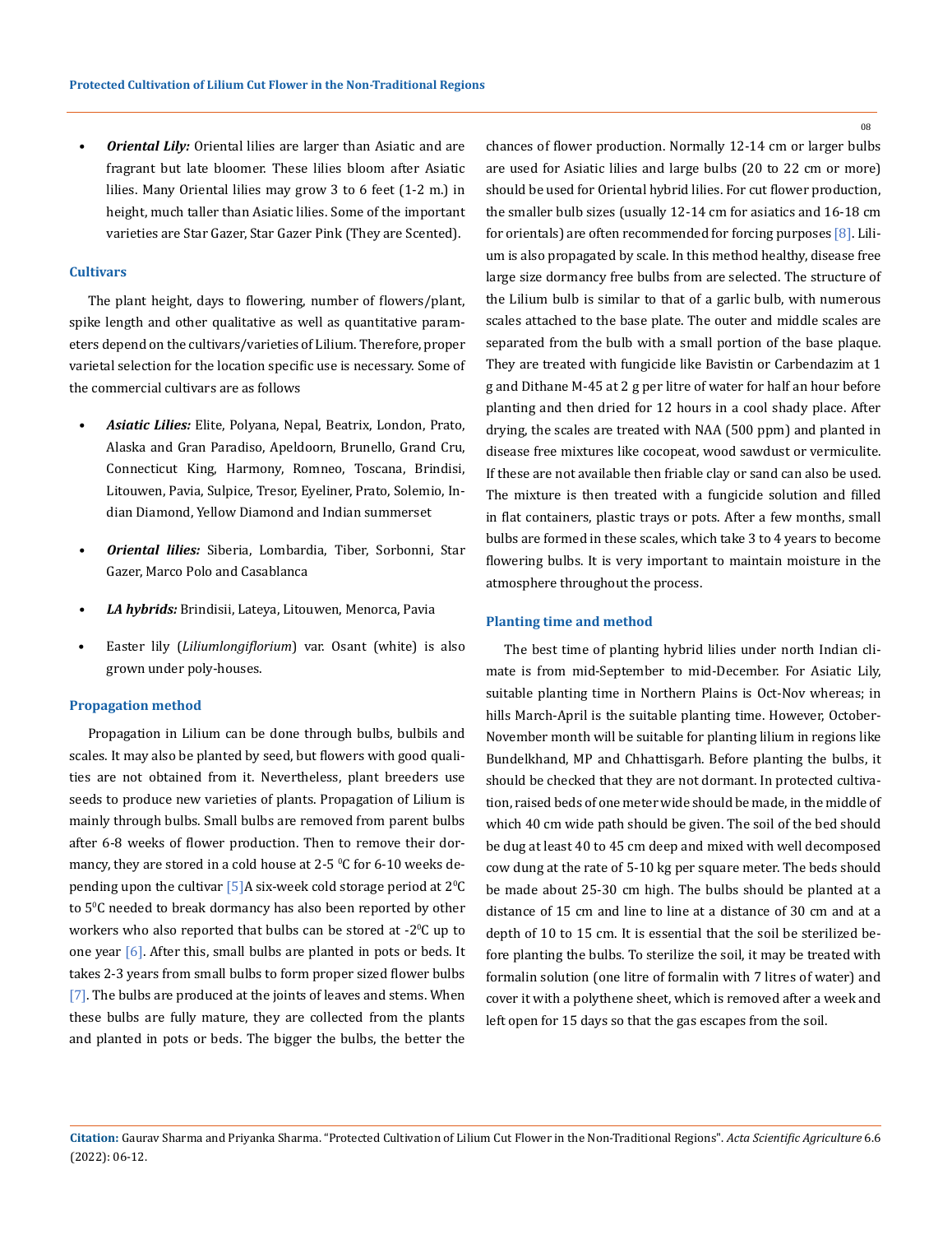- ***Oriental Lily:*** Oriental lilies are larger than Asiatic and are fragrant but late bloomer. These lilies bloom after Asiatic lilies. Many Oriental lilies may grow 3 to 6 feet (1-2 m.) in height, much taller than Asiatic lilies. Some of the important varieties are Star Gazer, Star Gazer Pink (They are Scented).

### Cultivars

The plant height, days to flowering, number of flowers/plant, spike length and other qualitative as well as quantitative parameters depend on the cultivars/varieties of Lilium. Therefore, proper varietal selection for the location specific use is necessary. Some of the commercial cultivars are as follows

- ***Asiatic Lilies:*** Elite, Polyana, Nepal, Beatrix, London, Prato, Alaska and Gran Paradiso, Apeldoorn, Brunello, Grand Cru, Connecticut King, Harmony, Romneo, Toscana, Brindisi, Litouwen, Pavia, Sulpice, Tresor, Eyeliner, Prato, Solemio, Indian Diamond, Yellow Diamond and Indian summerset
- ***Oriental lilies:*** Siberia, Lombardia, Tiber, Sorbonni, Star Gazer, Marco Polo and Casablanca
- ***LA hybrids:*** Brindisii, Lateya, Litouwen, Menorca, Pavia
- Easter lily (*Liliumlongiflorium*) var. Osant (white) is also grown under poly-houses.

### Propagation method

Propagation in Lilium can be done through bulbs, bulbils and scales. It may also be planted by seed, but flowers with good qualities are not obtained from it. Nevertheless, plant breeders use seeds to produce new varieties of plants. Propagation of Lilium is mainly through bulbs. Small bulbs are removed from parent bulbs after 6-8 weeks of flower production. Then to remove their dormancy, they are stored in a cold house at 2-5 $^0$C for 6-10 weeks depending upon the cultivar [5]A six-week cold storage period at 2$^0$C to 5$^0$C needed to break dormancy has also been reported by other workers who also reported that bulbs can be stored at -2$^0$C up to one year [6]. After this, small bulbs are planted in pots or beds. It takes 2-3 years from small bulbs to form proper sized flower bulbs [7]. The bulbs are produced at the joints of leaves and stems. When these bulbs are fully mature, they are collected from the plants and planted in pots or beds. The bigger the bulbs, the better the chances of flower production. Normally 12-14 cm or larger bulbs are used for Asiatic lilies and large bulbs (20 to 22 cm or more) should be used for Oriental hybrid lilies. For cut flower production, the smaller bulb sizes (usually 12-14 cm for asiatics and 16-18 cm for orientals) are often recommended for forcing purposes [8]. Lilium is also propagated by scale. In this method healthy, disease free large size dormancy free bulbs from are selected. The structure of the Lilium bulb is similar to that of a garlic bulb, with numerous scales attached to the base plate. The outer and middle scales are separated from the bulb with a small portion of the base plaque. They are treated with fungicide like Bavistin or Carbendazim at 1 g and Dithane M-45 at 2 g per litre of water for half an hour before planting and then dried for 12 hours in a cool shady place. After drying, the scales are treated with NAA (500 ppm) and planted in disease free mixtures like cocopeat, wood sawdust or vermiculite. If these are not available then friable clay or sand can also be used. The mixture is then treated with a fungicide solution and filled in flat containers, plastic trays or pots. After a few months, small bulbs are formed in these scales, which take 3 to 4 years to become flowering bulbs. It is very important to maintain moisture in the atmosphere throughout the process.

### Planting time and method

The best time of planting hybrid lilies under north Indian climate is from mid-September to mid-December. For Asiatic Lily, suitable planting time in Northern Plains is Oct-Nov whereas; in hills March-April is the suitable planting time. However, October-November month will be suitable for planting lilium in regions like Bundelkhand, MP and Chhattisgarh. Before planting the bulbs, it should be checked that they are not dormant. In protected cultivation, raised beds of one meter wide should be made, in the middle of which 40 cm wide path should be given. The soil of the bed should be dug at least 40 to 45 cm deep and mixed with well decomposed cow dung at the rate of 5-10 kg per square meter. The beds should be made about 25-30 cm high. The bulbs should be planted at a distance of 15 cm and line to line at a distance of 30 cm and at a depth of 10 to 15 cm. It is essential that the soil be sterilized before planting the bulbs. To sterilize the soil, it may be treated with formalin solution (one litre of formalin with 7 litres of water) and cover it with a polythene sheet, which is removed after a week and left open for 15 days so that the gas escapes from the soil.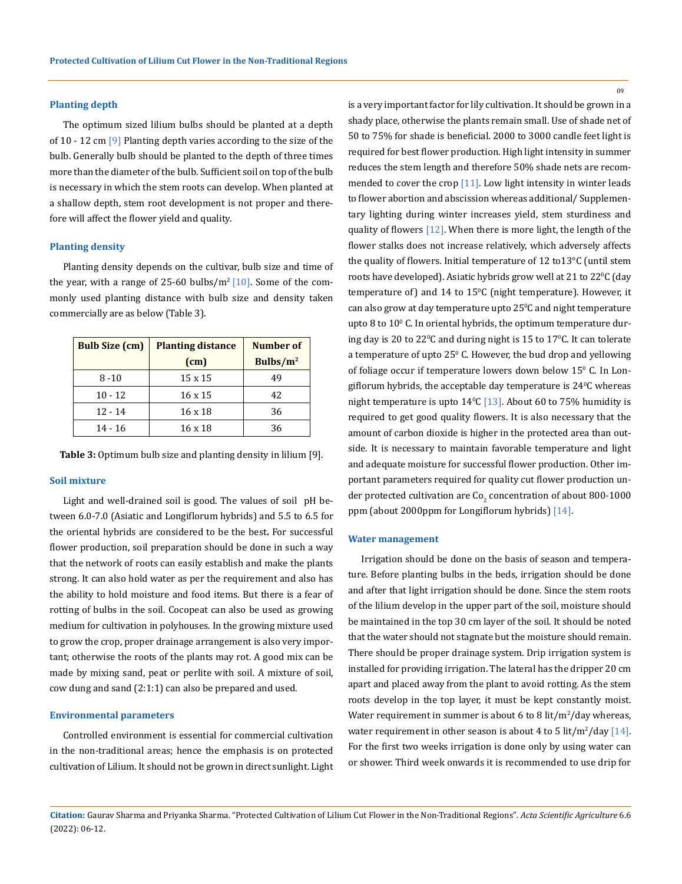### Planting depth

The optimum sized lilium bulbs should be planted at a depth of 10 - 12 cm [9] Planting depth varies according to the size of the bulb. Generally bulb should be planted to the depth of three times more than the diameter of the bulb. Sufficient soil on top of the bulb is necessary in which the stem roots can develop. When planted at a shallow depth, stem root development is not proper and therefore will affect the flower yield and quality.

### Planting density

Planting density depends on the cultivar, bulb size and time of the year, with a range of 25-60 bulbs/m$^2$ [10]. Some of the commonly used planting distance with bulb size and density taken commercially are as below (Table 3).

| Bulb Size (cm) | Planting distance (cm) | Number of Bulbs/m$^2$ |
|---|---|---|
| 8 -10 | 15 x 15 | 49 |
| 10 - 12 | 16 x 15 | 42 |
| 12 - 14 | 16 x 18 | 36 |
| 14 - 16 | 16 x 18 | 36 |

**Table 3:** Optimum bulb size and planting density in lilium [9].

### Soil mixture

Light and well-drained soil is good. The values of soil pH between 6.0-7.0 (Asiatic and Longiflorum hybrids) and 5.5 to 6.5 for the oriental hybrids are considered to be the best**.** For successful flower production, soil preparation should be done in such a way that the network of roots can easily establish and make the plants strong. It can also hold water as per the requirement and also has the ability to hold moisture and food items. But there is a fear of rotting of bulbs in the soil. Cocopeat can also be used as growing medium for cultivation in polyhouses. In the growing mixture used to grow the crop, proper drainage arrangement is also very important; otherwise the roots of the plants may rot. A good mix can be made by mixing sand, peat or perlite with soil. A mixture of soil, cow dung and sand (2:1:1) can also be prepared and used.

### Environmental parameters

Controlled environment is essential for commercial cultivation in the non-traditional areas; hence the emphasis is on protected cultivation of Lilium. It should not be grown in direct sunlight. Light is a very important factor for lily cultivation. It should be grown in a shady place, otherwise the plants remain small. Use of shade net of 50 to 75% for shade is beneficial. 2000 to 3000 candle feet light is required for best flower production. High light intensity in summer reduces the stem length and therefore 50% shade nets are recommended to cover the crop [11]. Low light intensity in winter leads to flower abortion and abscission whereas additional/ Supplementary lighting during winter increases yield, stem sturdiness and quality of flowers [12]. When there is more light, the length of the flower stalks does not increase relatively, which adversely affects the quality of flowers. Initial temperature of 12 to13°C (until stem roots have developed). Asiatic hybrids grow well at 21 to 22$^0$C (day temperature of) and 14 to 15$^0$C (night temperature). However, it can also grow at day temperature upto 25$^0$C and night temperature upto 8 to 10$^0$ C. In oriental hybrids, the optimum temperature during day is 20 to 22$^0$C and during night is 15 to 17$^0$C. It can tolerate a temperature of upto 25$^0$ C. However, the bud drop and yellowing of foliage occur if temperature lowers down below 15$^0$ C. In Longiflorum hybrids, the acceptable day temperature is 24$^0$C whereas night temperature is upto 14$^0$C [13]. About 60 to 75% humidity is required to get good quality flowers. It is also necessary that the amount of carbon dioxide is higher in the protected area than outside. It is necessary to maintain favorable temperature and light and adequate moisture for successful flower production. Other important parameters required for quality cut flower production under protected cultivation are $Co_2$ concentration of about 800-1000 ppm (about 2000ppm for Longiflorum hybrids) [14].

### Water management

Irrigation should be done on the basis of season and temperature. Before planting bulbs in the beds, irrigation should be done and after that light irrigation should be done. Since the stem roots of the lilium develop in the upper part of the soil, moisture should be maintained in the top 30 cm layer of the soil. It should be noted that the water should not stagnate but the moisture should remain. There should be proper drainage system. Drip irrigation system is installed for providing irrigation. The lateral has the dripper 20 cm apart and placed away from the plant to avoid rotting. As the stem roots develop in the top layer, it must be kept constantly moist. Water requirement in summer is about 6 to 8 lit/m$^2$/day whereas, water requirement in other season is about 4 to 5 lit/m$^2$/day [14]. For the first two weeks irrigation is done only by using water can or shower. Third week onwards it is recommended to use drip for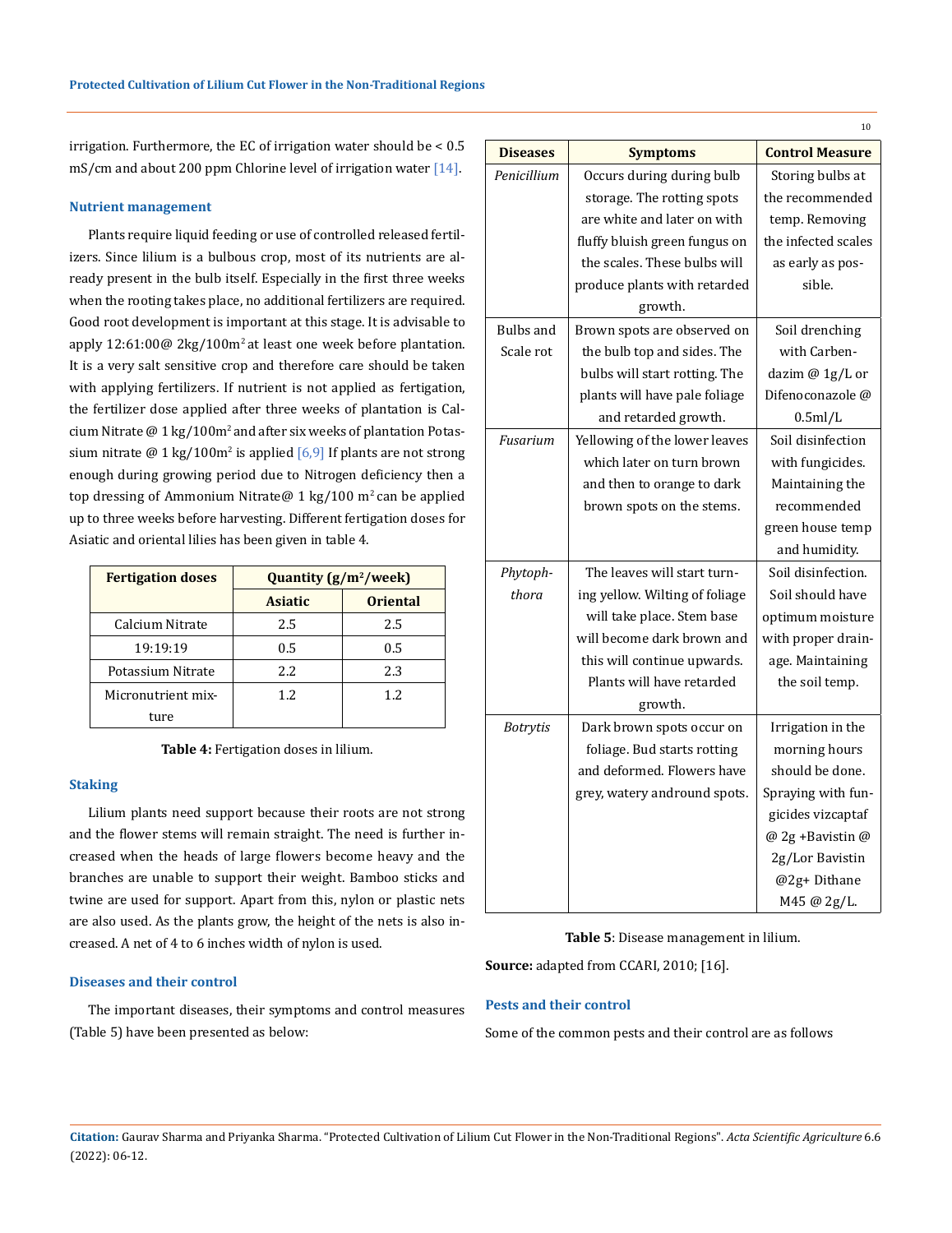irrigation. Furthermore, the EC of irrigation water should be < 0.5 mS/cm and about 200 ppm Chlorine level of irrigation water [14].

### Nutrient management

Plants require liquid feeding or use of controlled released fertilizers. Since lilium is a bulbous crop, most of its nutrients are already present in the bulb itself. Especially in the first three weeks when the rooting takes place, no additional fertilizers are required. Good root development is important at this stage. It is advisable to apply 12:61:00@ 2kg/100m$^2$ at least one week before plantation. It is a very salt sensitive crop and therefore care should be taken with applying fertilizers. If nutrient is not applied as fertigation, the fertilizer dose applied after three weeks of plantation is Calcium Nitrate @ 1 kg/100m$^2$ and after six weeks of plantation Potassium nitrate @ 1 kg/100m$^2$ is applied [6,9] If plants are not strong enough during growing period due to Nitrogen deficiency then a top dressing of Ammonium Nitrate@ 1 kg/100 m$^2$ can be applied up to three weeks before harvesting. Different fertigation doses for Asiatic and oriental lilies has been given in table 4.

| Fertigation doses | Quantity (g/m$^2$/week) | |
|---|---|---|
| | Asiatic | Oriental |
| Calcium Nitrate | 2.5 | 2.5 |
| 19:19:19 | 0.5 | 0.5 |
| Potassium Nitrate | 2.2 | 2.3 |
| Micronutrient mixture | 1.2 | 1.2 |

**Table 4:** Fertigation doses in lilium.

### Staking

Lilium plants need support because their roots are not strong and the flower stems will remain straight. The need is further increased when the heads of large flowers become heavy and the branches are unable to support their weight. Bamboo sticks and twine are used for support. Apart from this, nylon or plastic nets are also used. As the plants grow, the height of the nets is also increased. A net of 4 to 6 inches width of nylon is used.

### Diseases and their control

The important diseases, their symptoms and control measures (Table 5) have been presented as below:

| Diseases | Symptoms | Control Measure |
|---|---|---|
| *Penicillium* | Occurs during during bulb storage. The rotting spots are white and later on with fluffy bluish green fungus on the scales. These bulbs will produce plants with retarded growth. | Storing bulbs at the recommended temp. Removing the infected scales as early as possible. |
| Bulbs and Scale rot | Brown spots are observed on the bulb top and sides. The bulbs will start rotting. The plants will have pale foliage and retarded growth. | Soil drenching with Carbendazim @ 1g/L or Difenoconazole @ 0.5ml/L |
| *Fusarium* | Yellowing of the lower leaves which later on turn brown and then to orange to dark brown spots on the stems. | Soil disinfection with fungicides. Maintaining the recommended green house temp and humidity. |
| *Phytophthora* | The leaves will start turning yellow. Wilting of foliage will take place. Stem base will become dark brown and this will continue upwards. Plants will have retarded growth. | Soil disinfection. Soil should have optimum moisture with proper drainage. Maintaining the soil temp. |
| *Botrytis* | Dark brown spots occur on foliage. Bud starts rotting and deformed. Flowers have grey, watery andround spots. | Irrigation in the morning hours should be done. Spraying with fungicides vizcaptaf @ 2g +Bavistin @ 2g/Lor Bavistin @2g+ Dithane M45 @ 2g/L. |

**Table 5**: Disease management in lilium.

**Source:** adapted from CCARI, 2010; [16].

### Pests and their control

Some of the common pests and their control are as follows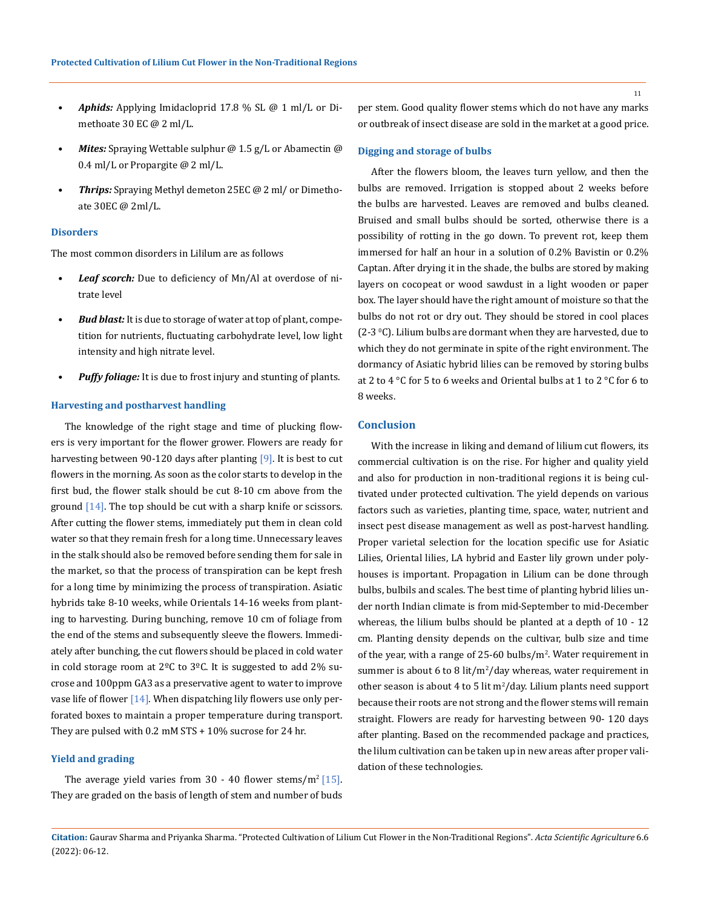- ***Aphids:*** Applying Imidacloprid 17.8 % SL @ 1 ml/L or Dimethoate 30 EC @ 2 ml/L.
- ***Mites:*** Spraying Wettable sulphur @ 1.5 g/L or Abamectin @ 0.4 ml/L or Propargite @ 2 ml/L.
- ***Thrips:*** Spraying Methyl demeton 25EC @ 2 ml/ or Dimethoate 30EC @ 2ml/L.

### Disorders

The most common disorders in Lililum are as follows

- ***Leaf scorch:*** Due to deficiency of Mn/Al at overdose of nitrate level
- ***Bud blast:*** It is due to storage of water at top of plant, competition for nutrients, fluctuating carbohydrate level, low light intensity and high nitrate level.
- ***Puffy foliage:*** It is due to frost injury and stunting of plants.

### Harvesting and postharvest handling

The knowledge of the right stage and time of plucking flowers is very important for the flower grower. Flowers are ready for harvesting between 90-120 days after planting [9]. It is best to cut flowers in the morning. As soon as the color starts to develop in the first bud, the flower stalk should be cut 8-10 cm above from the ground [14]. The top should be cut with a sharp knife or scissors. After cutting the flower stems, immediately put them in clean cold water so that they remain fresh for a long time. Unnecessary leaves in the stalk should also be removed before sending them for sale in the market, so that the process of transpiration can be kept fresh for a long time by minimizing the process of transpiration. Asiatic hybrids take 8-10 weeks, while Orientals 14-16 weeks from planting to harvesting. During bunching, remove 10 cm of foliage from the end of the stems and subsequently sleeve the flowers. Immediately after bunching, the cut flowers should be placed in cold water in cold storage room at 2ºC to 3ºC. It is suggested to add 2% sucrose and 100ppm GA3 as a preservative agent to water to improve vase life of flower [14]. When dispatching lily flowers use only perforated boxes to maintain a proper temperature during transport. They are pulsed with 0.2 mM STS + 10% sucrose for 24 hr.

### Yield and grading

The average yield varies from 30 - 40 flower stems/m$^2$ [15]. They are graded on the basis of length of stem and number of buds per stem. Good quality flower stems which do not have any marks or outbreak of insect disease are sold in the market at a good price.

### Digging and storage of bulbs

After the flowers bloom, the leaves turn yellow, and then the bulbs are removed. Irrigation is stopped about 2 weeks before the bulbs are harvested. Leaves are removed and bulbs cleaned. Bruised and small bulbs should be sorted, otherwise there is a possibility of rotting in the go down. To prevent rot, keep them immersed for half an hour in a solution of 0.2% Bavistin or 0.2% Captan. After drying it in the shade, the bulbs are stored by making layers on cocopeat or wood sawdust in a light wooden or paper box. The layer should have the right amount of moisture so that the bulbs do not rot or dry out. They should be stored in cool places (2-3 $^0$C). Lilium bulbs are dormant when they are harvested, due to which they do not germinate in spite of the right environment. The dormancy of Asiatic hybrid lilies can be removed by storing bulbs at 2 to 4 °C for 5 to 6 weeks and Oriental bulbs at 1 to 2 °C for 6 to 8 weeks.

## Conclusion

With the increase in liking and demand of lilium cut flowers, its commercial cultivation is on the rise. For higher and quality yield and also for production in non-traditional regions it is being cultivated under protected cultivation. The yield depends on various factors such as varieties, planting time, space, water, nutrient and insect pest disease management as well as post-harvest handling. Proper varietal selection for the location specific use for Asiatic Lilies, Oriental lilies, LA hybrid and Easter lily grown under polyhouses is important. Propagation in Lilium can be done through bulbs, bulbils and scales. The best time of planting hybrid lilies under north Indian climate is from mid-September to mid-December whereas, the lilium bulbs should be planted at a depth of 10 - 12 cm. Planting density depends on the cultivar, bulb size and time of the year, with a range of 25-60 bulbs/m$^2$. Water requirement in summer is about 6 to 8 lit/m$^2$/day whereas, water requirement in other season is about 4 to 5 lit m$^2$/day. Lilium plants need support because their roots are not strong and the flower stems will remain straight. Flowers are ready for harvesting between 90- 120 days after planting. Based on the recommended package and practices, the lilum cultivation can be taken up in new areas after proper validation of these technologies.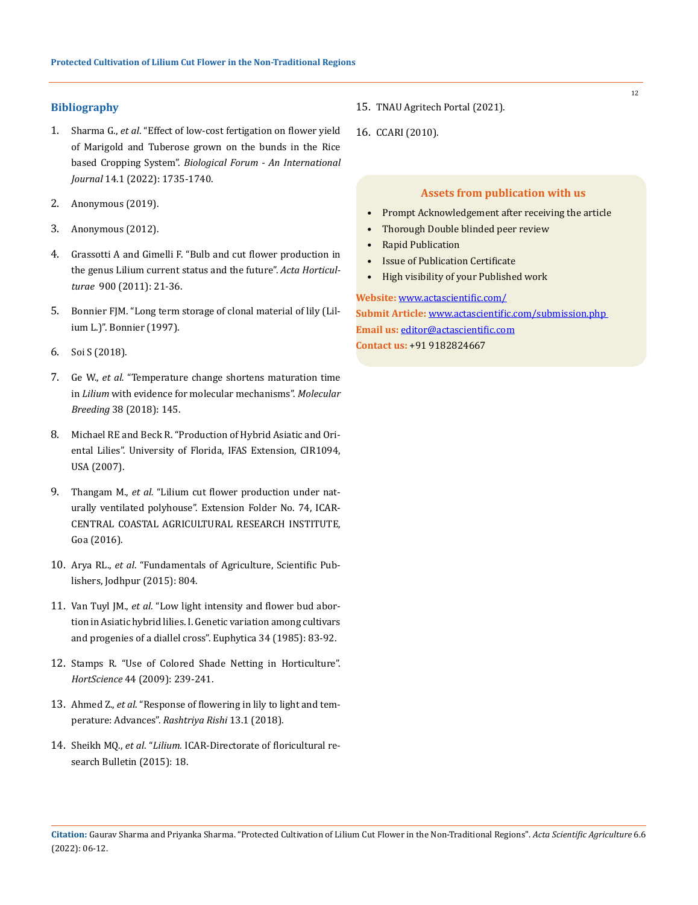## Bibliography

1. Sharma G., *et al*. "Effect of low-cost fertigation on flower yield of Marigold and Tuberose grown on the bunds in the Rice based Cropping System". *Biological Forum - An International Journal* 14.1 (2022): 1735-1740.
2. Anonymous (2019).
3. Anonymous (2012).
4. Grassotti A and Gimelli F. "Bulb and cut flower production in the genus Lilium current status and the future". *Acta Horticulturae* 900 (2011): 21-36.
5. Bonnier FJM. "Long term storage of clonal material of lily (Lilium L.)". Bonnier (1997).
6. Soi S (2018).
7. Ge W., *et al.* "Temperature change shortens maturation time in *Lilium* with evidence for molecular mechanisms". *Molecular Breeding* 38 (2018): 145.
8. Michael RE and Beck R. "Production of Hybrid Asiatic and Oriental Lilies". University of Florida, IFAS Extension, CIR1094, USA (2007).
9. Thangam M., *et al.* "Lilium cut flower production under naturally ventilated polyhouse". Extension Folder No. 74, ICAR-CENTRAL COASTAL AGRICULTURAL RESEARCH INSTITUTE, Goa (2016).
10. Arya RL., *et al*. "Fundamentals of Agriculture, Scientific Publishers, Jodhpur (2015): 804.
11. Van Tuyl JM., *et al*. "Low light intensity and flower bud abortion in Asiatic hybrid lilies. I. Genetic variation among cultivars and progenies of a diallel cross". Euphytica 34 (1985): 83-92.
12. Stamps R. "Use of Colored Shade Netting in Horticulture". *HortScience* 44 (2009): 239-241.
13. Ahmed Z., *et al.* "Response of flowering in lily to light and temperature: Advances". *Rashtriya Rishi* 13.1 (2018).
14. Sheikh MQ., *et al*. "*Lilium.* ICAR-Directorate of floricultural research Bulletin (2015): 18.
15. TNAU Agritech Portal (2021).
16. CCARI (2010).

**Assets from publication with us**

- Prompt Acknowledgement after receiving the article
- Thorough Double blinded peer review
- Rapid Publication
- Issue of Publication Certificate
- High visibility of your Published work

**Website:** www.actascientific.com/
**Submit Article:** www.actascientific.com/submission.php
**Email us:** editor@actascientific.com
**Contact us:** +91 9182824667